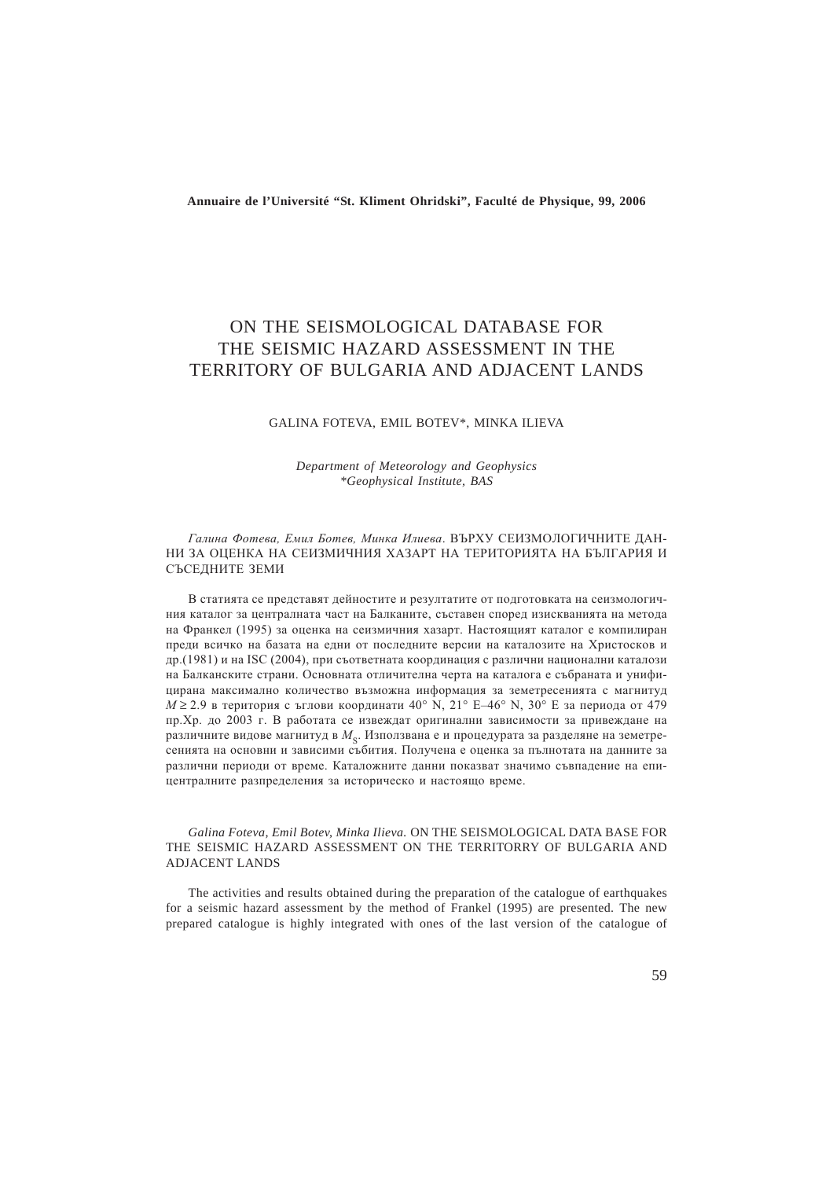Annuaire de l'Université "St. Kliment Ohridski", Faculté de Physique, 99, 2006

# ON THE SEISMOLOGICAL DATABASE FOR THE SEISMIC HAZARD ASSESSMENT IN THE TERRITORY OF BULGARIA AND ADJACENT LANDS

GALINA FOTEVA, EMIL BOTEV*, MINKA ILIEVA

*Department of Meteorology and Geophysics*
*\*Geophysical Institute, BAS*

*Галина Фотева, Емил Ботев, Минка Илиева.* ВЪРХУ СЕИЗМОЛОГИЧНИТЕ ДАННИ ЗА ОЦЕНКА НА СЕИЗМИЧНИЯ ХАЗАРТ НА ТЕРИТОРИЯТА НА БЪЛГАРИЯ И СЪСЕДНИТЕ ЗЕМИ

В статията се представят дейностите и резултатите от подготовката на сеизмологичния каталог за централната част на Балканите, съставен според изискванията на метода на Франкел (1995) за оценка на сеизмичния хазарт. Настоящият каталог е компилиран преди всичко на базата на едни от последните версии на каталозите на Христосков и др.(1981) и на ISC (2004), при съответната координация с различни национални каталози на Балканските страни. Основната отличителна черта на каталога е събраната и унифицирана максимално количество възможна информация за земетресенията с магнитуд $M \geq 2.9$ в територия с ъглови координати 40° N, 21° E–46° N, 30° E за периода от 479 пр.Хр. до 2003 г. В работата се извеждат оригинални зависимости за привеждане на различните видове магнитуд в $M_S$. Използвана е и процедурата за разделяне на земетресенията на основни и зависими събития. Получена е оценка за пълнотата на данните за различни периоди от време. Каталожните данни показват значимо съвпадение на епицентралните разпределения за историческо и настоящо време.

*Galina Foteva, Emil Botev, Minka Ilieva.* ON THE SEISMOLOGICAL DATA BASE FOR THE SEISMIC HAZARD ASSESSMENT ON THE TERRITORRY OF BULGARIA AND ADJACENT LANDS

The activities and results obtained during the preparation of the catalogue of earthquakes for a seismic hazard assessment by the method of Frankel (1995) are presented. The new prepared catalogue is highly integrated with ones of the last version of the catalogue of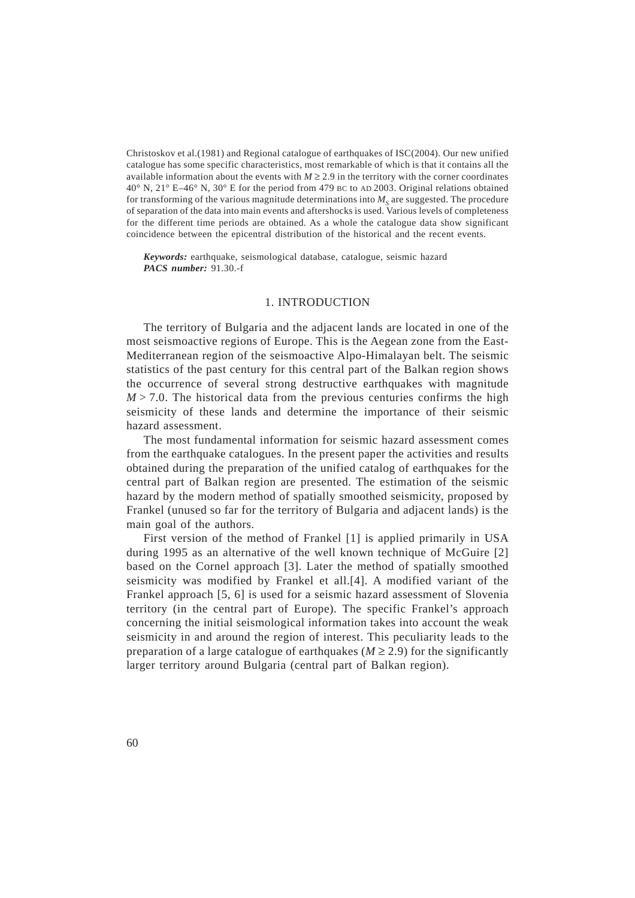Christoskov et al.(1981) and Regional catalogue of earthquakes of ISC(2004). Our new unified catalogue has some specific characteristics, most remarkable of which is that it contains all the available information about the events with $M \geq 2.9$ in the territory with the corner coordinates 40° N, 21° E–46° N, 30° E for the period from 479 BC to AD 2003. Original relations obtained for transforming of the various magnitude determinations into $M_S$ are suggested. The procedure of separation of the data into main events and aftershocks is used. Various levels of completeness for the different time periods are obtained. As a whole the catalogue data show significant coincidence between the epicentral distribution of the historical and the recent events.

***Keywords:*** earthquake, seismological database, catalogue, seismic hazard
***PACS number:*** 91.30.-f

## 1. INTRODUCTION

The territory of Bulgaria and the adjacent lands are located in one of the most seismoactive regions of Europe. This is the Aegean zone from the East-Mediterranean region of the seismoactive Alpo-Himalayan belt. The seismic statistics of the past century for this central part of the Balkan region shows the occurrence of several strong destructive earthquakes with magnitude $M > 7.0$. The historical data from the previous centuries confirms the high seismicity of these lands and determine the importance of their seismic hazard assessment.

The most fundamental information for seismic hazard assessment comes from the earthquake catalogues. In the present paper the activities and results obtained during the preparation of the unified catalog of earthquakes for the central part of Balkan region are presented. The estimation of the seismic hazard by the modern method of spatially smoothed seismicity, proposed by Frankel (unused so far for the territory of Bulgaria and adjacent lands) is the main goal of the authors.

First version of the method of Frankel [1] is applied primarily in USA during 1995 as an alternative of the well known technique of McGuire [2] based on the Cornel approach [3]. Later the method of spatially smoothed seismicity was modified by Frankel et all.[4]. A modified variant of the Frankel approach [5, 6] is used for a seismic hazard assessment of Slovenia territory (in the central part of Europe). The specific Frankel's approach concerning the initial seismological information takes into account the weak seismicity in and around the region of interest. This peculiarity leads to the preparation of a large catalogue of earthquakes ($M \geq 2.9$) for the significantly larger territory around Bulgaria (central part of Balkan region).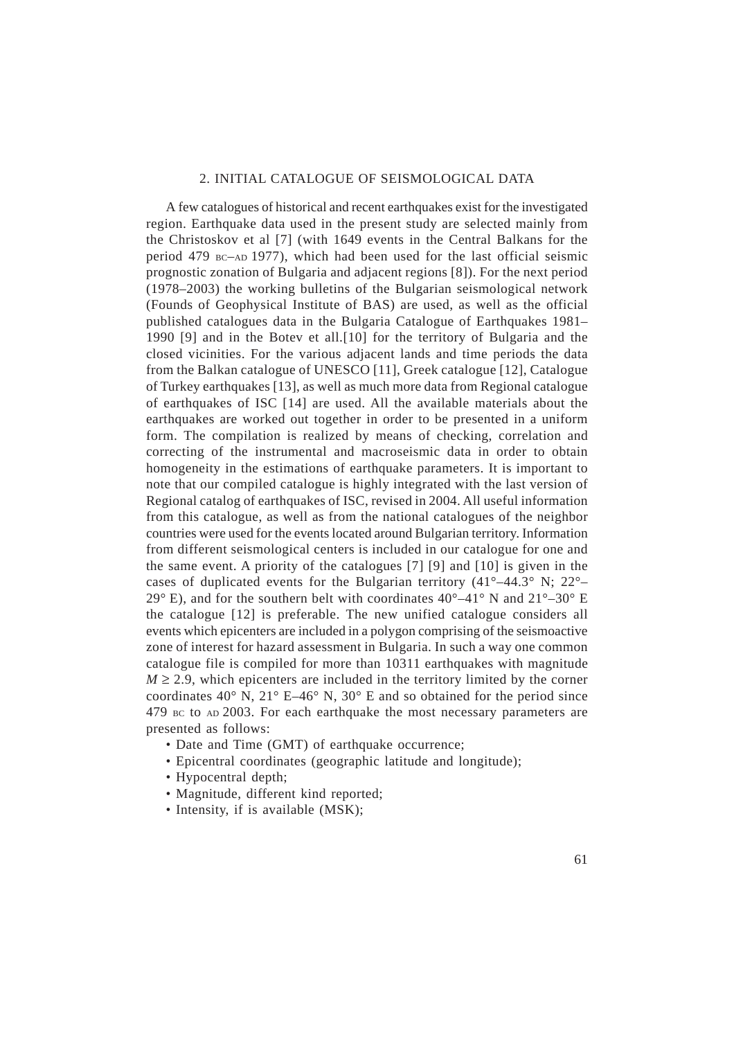## 2. INITIAL CATALOGUE OF SEISMOLOGICAL DATA

A few catalogues of historical and recent earthquakes exist for the investigated region. Earthquake data used in the present study are selected mainly from the Christoskov et al [7] (with 1649 events in the Central Balkans for the period 479 BC–AD 1977), which had been used for the last official seismic prognostic zonation of Bulgaria and adjacent regions [8]). For the next period (1978–2003) the working bulletins of the Bulgarian seismological network (Founds of Geophysical Institute of BAS) are used, as well as the official published catalogues data in the Bulgaria Catalogue of Earthquakes 1981–1990 [9] and in the Botev et all.[10] for the territory of Bulgaria and the closed vicinities. For the various adjacent lands and time periods the data from the Balkan catalogue of UNESCO [11], Greek catalogue [12], Catalogue of Turkey earthquakes [13], as well as much more data from Regional catalogue of earthquakes of ISC [14] are used. All the available materials about the earthquakes are worked out together in order to be presented in a uniform form. The compilation is realized by means of checking, correlation and correcting of the instrumental and macroseismic data in order to obtain homogeneity in the estimations of earthquake parameters. It is important to note that our compiled catalogue is highly integrated with the last version of Regional catalog of earthquakes of ISC, revised in 2004. All useful information from this catalogue, as well as from the national catalogues of the neighbor countries were used for the events located around Bulgarian territory. Information from different seismological centers is included in our catalogue for one and the same event. A priority of the catalogues [7] [9] and [10] is given in the cases of duplicated events for the Bulgarian territory (41°–44.3° N; 22°–29° E), and for the southern belt with coordinates 40°–41° N and 21°–30° E the catalogue [12] is preferable. The new unified catalogue considers all events which epicenters are included in a polygon comprising of the seismoactive zone of interest for hazard assessment in Bulgaria. In such a way one common catalogue file is compiled for more than 10311 earthquakes with magnitude $M \geq 2.9$, which epicenters are included in the territory limited by the corner coordinates 40° N, 21° E–46° N, 30° E and so obtained for the period since 479 BC to AD 2003. For each earthquake the most necessary parameters are presented as follows:

- Date and Time (GMT) of earthquake occurrence;
- Epicentral coordinates (geographic latitude and longitude);
- Hypocentral depth;
- Magnitude, different kind reported;
- Intensity, if is available (MSK);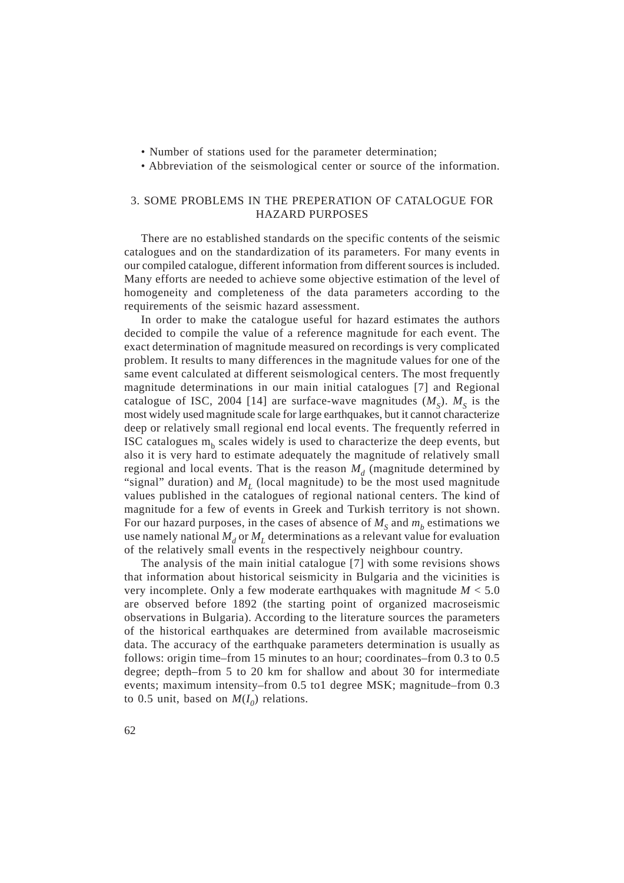- Number of stations used for the parameter determination;
- Abbreviation of the seismological center or source of the information.

## 3. SOME PROBLEMS IN THE PREPERATION OF CATALOGUE FOR HAZARD PURPOSES

There are no established standards on the specific contents of the seismic catalogues and on the standardization of its parameters. For many events in our compiled catalogue, different information from different sources is included. Many efforts are needed to achieve some objective estimation of the level of homogeneity and completeness of the data parameters according to the requirements of the seismic hazard assessment.

In order to make the catalogue useful for hazard estimates the authors decided to compile the value of a reference magnitude for each event. The exact determination of magnitude measured on recordings is very complicated problem. It results to many differences in the magnitude values for one of the same event calculated at different seismological centers. The most frequently magnitude determinations in our main initial catalogues [7] and Regional catalogue of ISC, 2004 [14] are surface-wave magnitudes ($M_S$). $M_S$ is the most widely used magnitude scale for large earthquakes, but it cannot characterize deep or relatively small regional end local events. The frequently referred in ISC catalogues $m_b$ scales widely is used to characterize the deep events, but also it is very hard to estimate adequately the magnitude of relatively small regional and local events. That is the reason $M_d$ (magnitude determined by "signal" duration) and $M_L$ (local magnitude) to be the most used magnitude values published in the catalogues of regional national centers. The kind of magnitude for a few of events in Greek and Turkish territory is not shown. For our hazard purposes, in the cases of absence of $M_S$ and $m_b$ estimations we use namely national $M_d$ or $M_L$ determinations as a relevant value for evaluation of the relatively small events in the respectively neighbour country.

The analysis of the main initial catalogue [7] with some revisions shows that information about historical seismicity in Bulgaria and the vicinities is very incomplete. Only a few moderate earthquakes with magnitude $M < 5.0$ are observed before 1892 (the starting point of organized macroseismic observations in Bulgaria). According to the literature sources the parameters of the historical earthquakes are determined from available macroseismic data. The accuracy of the earthquake parameters determination is usually as follows: origin time–from 15 minutes to an hour; coordinates–from 0.3 to 0.5 degree; depth–from 5 to 20 km for shallow and about 30 for intermediate events; maximum intensity–from 0.5 to1 degree MSK; magnitude–from 0.3 to 0.5 unit, based on $M(I_0)$ relations.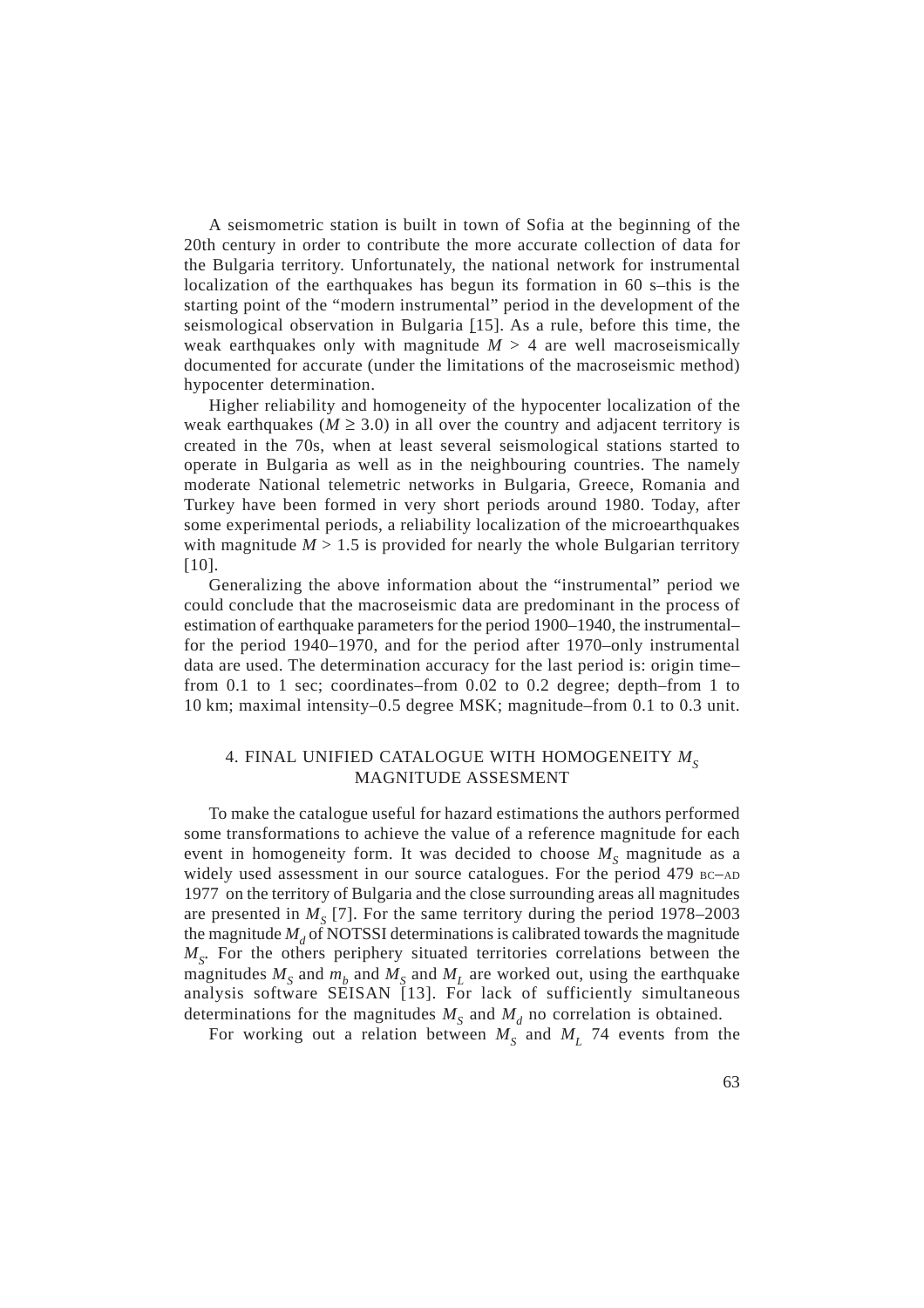A seismometric station is built in town of Sofia at the beginning of the 20th century in order to contribute the more accurate collection of data for the Bulgaria territory. Unfortunately, the national network for instrumental localization of the earthquakes has begun its formation in 60 s–this is the starting point of the "modern instrumental" period in the development of the seismological observation in Bulgaria [15]. As a rule, before this time, the weak earthquakes only with magnitude $M > 4$ are well macroseismically documented for accurate (under the limitations of the macroseismic method) hypocenter determination.

Higher reliability and homogeneity of the hypocenter localization of the weak earthquakes ($M \geq 3.0$) in all over the country and adjacent territory is created in the 70s, when at least several seismological stations started to operate in Bulgaria as well as in the neighbouring countries. The namely moderate National telemetric networks in Bulgaria, Greece, Romania and Turkey have been formed in very short periods around 1980. Today, after some experimental periods, a reliability localization of the microearthquakes with magnitude $M > 1.5$ is provided for nearly the whole Bulgarian territory [10].

Generalizing the above information about the "instrumental" period we could conclude that the macroseismic data are predominant in the process of estimation of earthquake parameters for the period 1900–1940, the instrumental–for the period 1940–1970, and for the period after 1970–only instrumental data are used. The determination accuracy for the last period is: origin time–from 0.1 to 1 sec; coordinates–from 0.02 to 0.2 degree; depth–from 1 to 10 km; maximal intensity–0.5 degree MSK; magnitude–from 0.1 to 0.3 unit.

## 4. FINAL UNIFIED CATALOGUE WITH HOMOGENEITY $M_S$ MAGNITUDE ASSESMENT

To make the catalogue useful for hazard estimations the authors performed some transformations to achieve the value of a reference magnitude for each event in homogeneity form. It was decided to choose $M_S$ magnitude as a widely used assessment in our source catalogues. For the period 479 BC–AD 1977 on the territory of Bulgaria and the close surrounding areas all magnitudes are presented in $M_S$ [7]. For the same territory during the period 1978–2003 the magnitude $M_d$ of NOTSSI determinations is calibrated towards the magnitude $M_S$. For the others periphery situated territories correlations between the magnitudes $M_S$ and $m_b$ and $M_S$ and $M_L$ are worked out, using the earthquake analysis software SEISAN [13]. For lack of sufficiently simultaneous determinations for the magnitudes $M_S$ and $M_d$ no correlation is obtained.

For working out a relation between $M_S$ and $M_L$ 74 events from the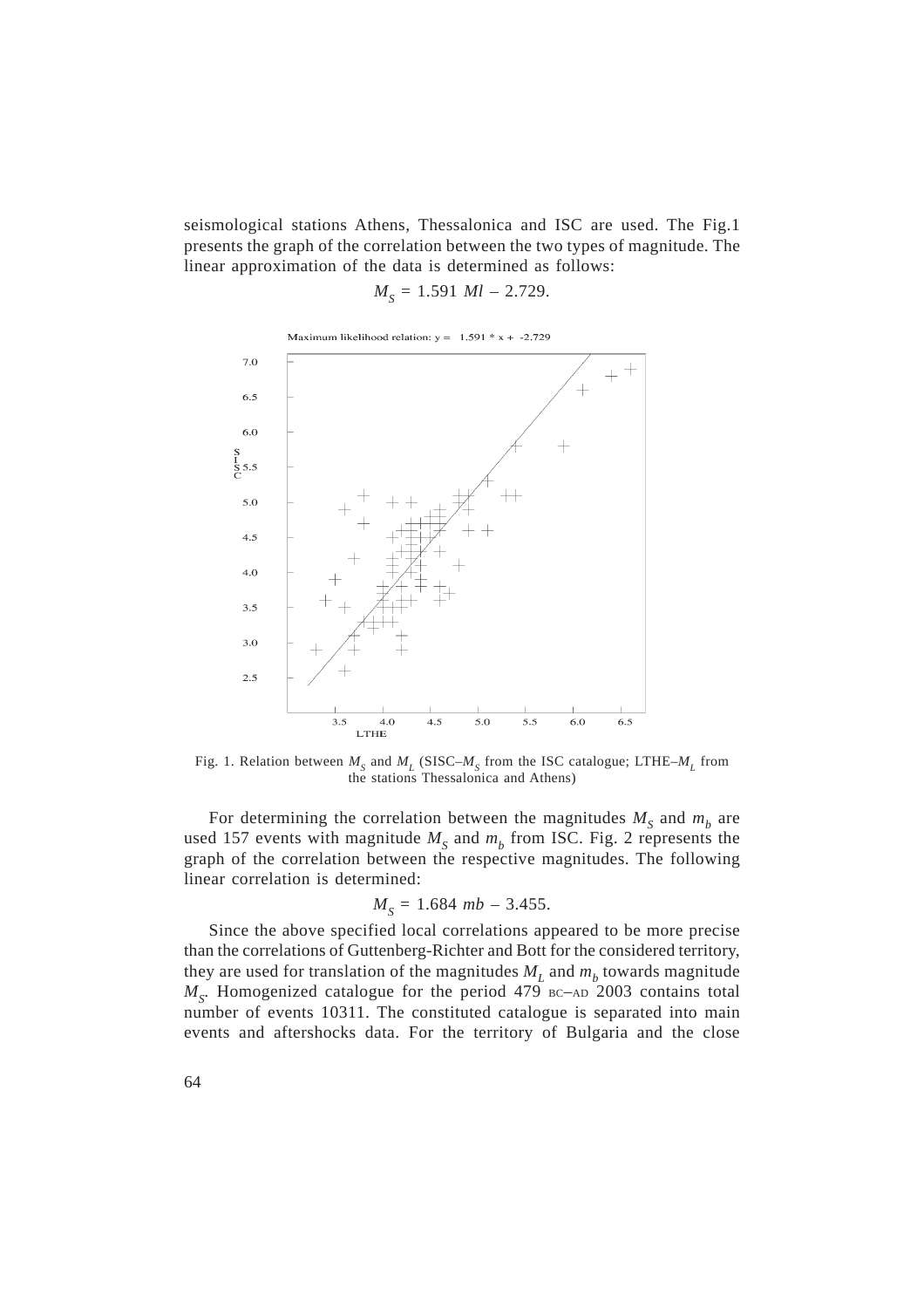seismological stations Athens, Thessalonica and ISC are used. The Fig.1 presents the graph of the correlation between the two types of magnitude. The linear approximation of the data is determined as follows:

$$M_S = 1.591\ Ml - 2.729.$$

Fig. 1. Relation between $M_S$ and $M_L$ (SISC–$M_S$ from the ISC catalogue; LTHE–$M_L$ from the stations Thessalonica and Athens)

For determining the correlation between the magnitudes $M_S$ and $m_b$ are used 157 events with magnitude $M_S$ and $m_b$ from ISC. Fig. 2 represents the graph of the correlation between the respective magnitudes. The following linear correlation is determined:

$$M_S = 1.684\ mb - 3.455.$$

Since the above specified local correlations appeared to be more precise than the correlations of Guttenberg-Richter and Bott for the considered territory, they are used for translation of the magnitudes $M_L$ and $m_b$ towards magnitude $M_S$. Homogenized catalogue for the period 479 BC–AD 2003 contains total number of events 10311. The constituted catalogue is separated into main events and aftershocks data. For the territory of Bulgaria and the close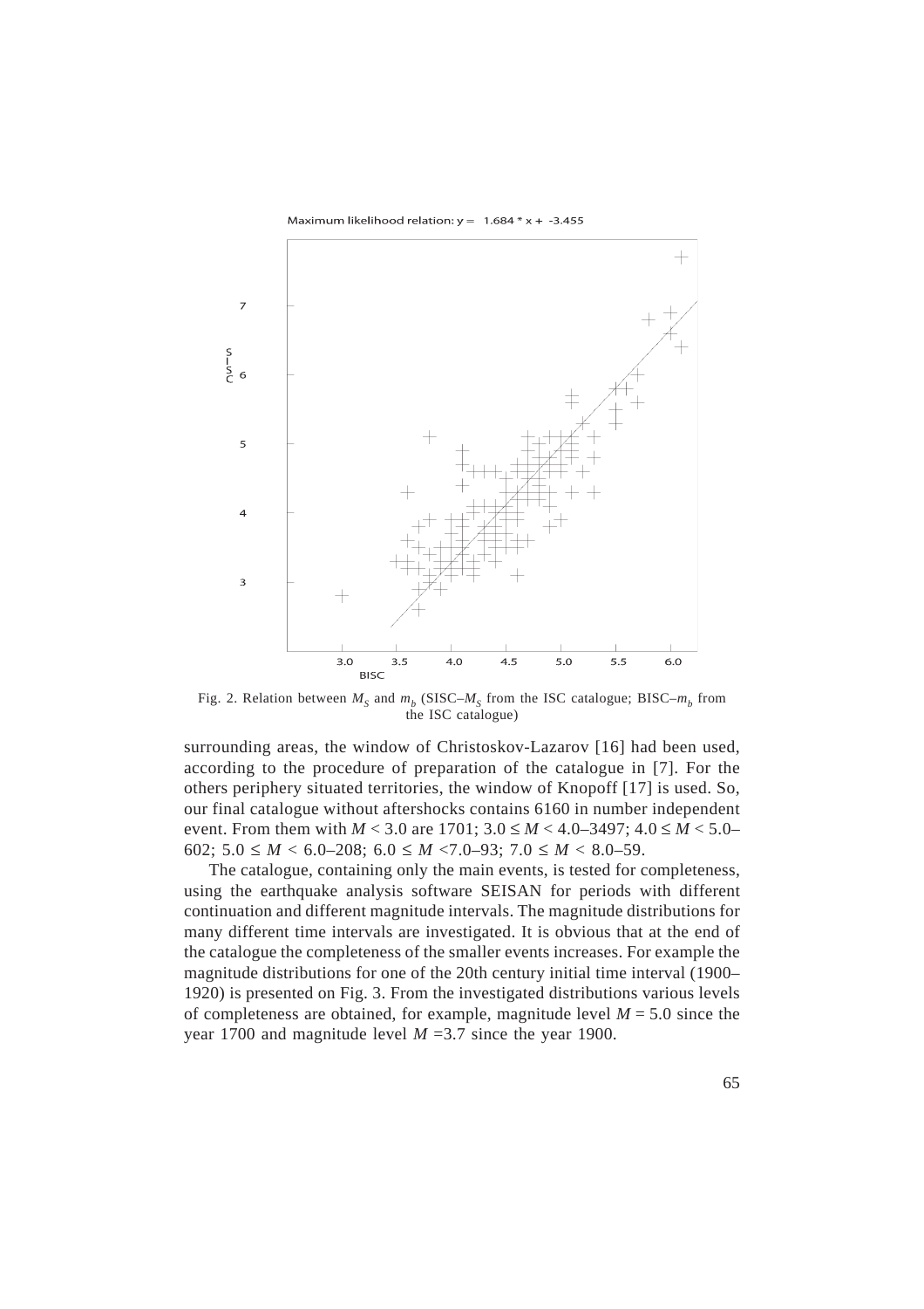Fig. 2. Relation between $M_S$ and $m_b$ (SISC–$M_S$ from the ISC catalogue; BISC–$m_b$ from the ISC catalogue)

surrounding areas, the window of Christoskov-Lazarov [16] had been used, according to the procedure of preparation of the catalogue in [7]. For the others periphery situated territories, the window of Knopoff [17] is used. So, our final catalogue without aftershocks contains 6160 in number independent event. From them with $M < 3.0$ are 1701; $3.0 \leq M < 4.0$–3497; $4.0 \leq M < 5.0$–602; $5.0 \leq M < 6.0$–208; $6.0 \leq M < 7.0$–93; $7.0 \leq M < 8.0$–59.

The catalogue, containing only the main events, is tested for completeness, using the earthquake analysis software SEISAN for periods with different continuation and different magnitude intervals. The magnitude distributions for many different time intervals are investigated. It is obvious that at the end of the catalogue the completeness of the smaller events increases. For example the magnitude distributions for one of the 20th century initial time interval (1900–1920) is presented on Fig. 3. From the investigated distributions various levels of completeness are obtained, for example, magnitude level $M = 5.0$ since the year 1700 and magnitude level $M = 3.7$ since the year 1900.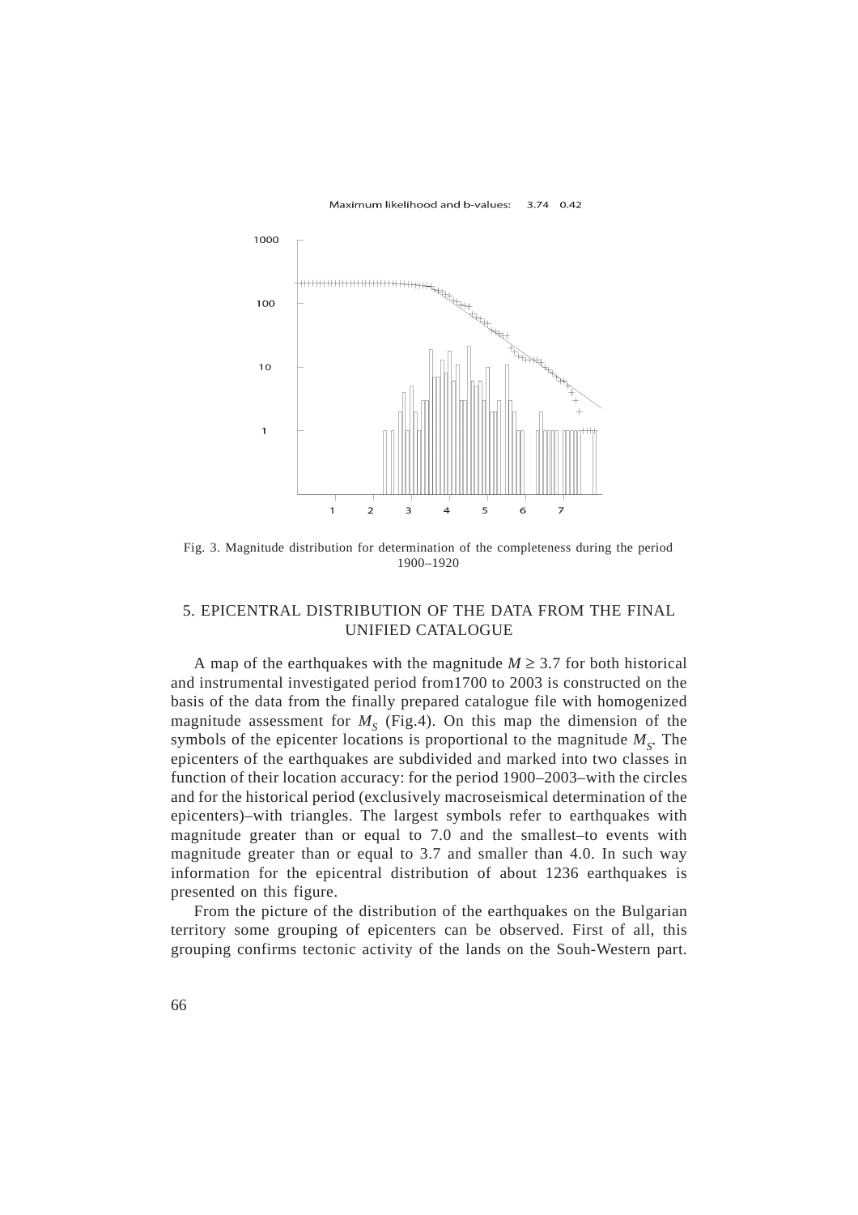Maximum likelihood and b-values: 3.74 0.42

Fig. 3. Magnitude distribution for determination of the completeness during the period 1900–1920

## 5. EPICENTRAL DISTRIBUTION OF THE DATA FROM THE FINAL UNIFIED CATALOGUE

A map of the earthquakes with the magnitude $M \geq 3.7$ for both historical and instrumental investigated period from1700 to 2003 is constructed on the basis of the data from the finally prepared catalogue file with homogenized magnitude assessment for $M_S$ (Fig.4). On this map the dimension of the symbols of the epicenter locations is proportional to the magnitude $M_S$. The epicenters of the earthquakes are subdivided and marked into two classes in function of their location accuracy: for the period 1900–2003–with the circles and for the historical period (exclusively macroseismical determination of the epicenters)–with triangles. The largest symbols refer to earthquakes with magnitude greater than or equal to 7.0 and the smallest–to events with magnitude greater than or equal to 3.7 and smaller than 4.0. In such way information for the epicentral distribution of about 1236 earthquakes is presented on this figure.

From the picture of the distribution of the earthquakes on the Bulgarian territory some grouping of epicenters can be observed. First of all, this grouping confirms tectonic activity of the lands on the Souh-Western part.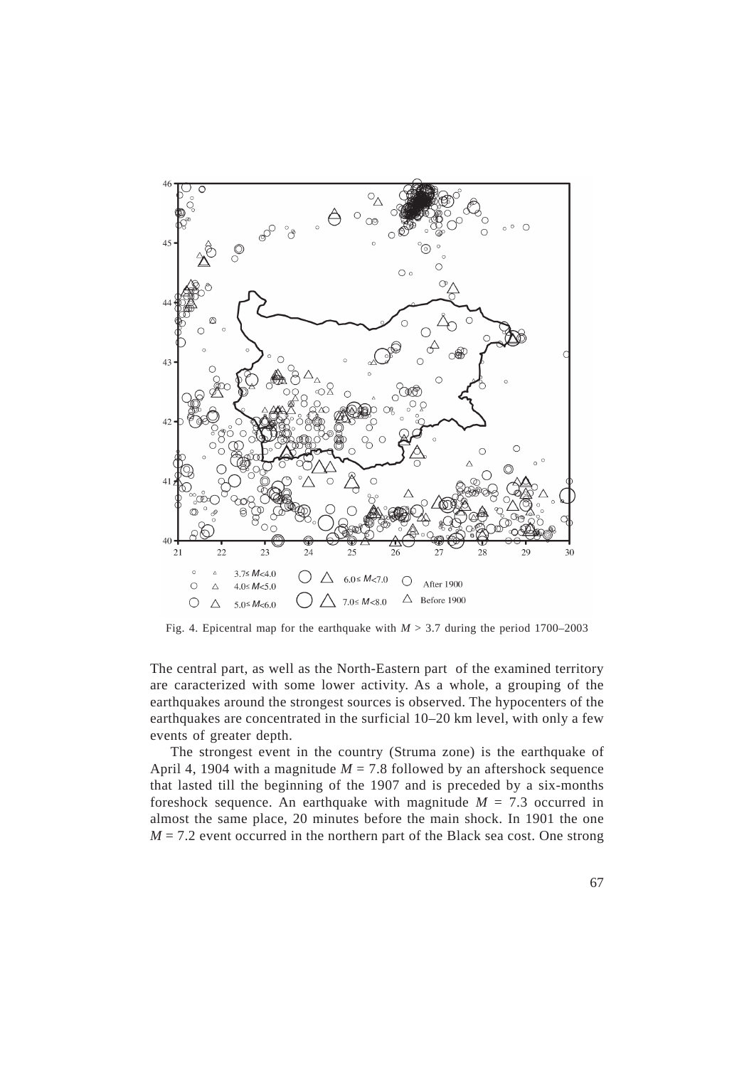Fig. 4. Epicentral map for the earthquake with $M > 3.7$ during the period 1700–2003

The central part, as well as the North-Eastern part of the examined territory are caracterized with some lower activity. As a whole, a grouping of the earthquakes around the strongest sources is observed. The hypocenters of the earthquakes are concentrated in the surficial 10–20 km level, with only a few events of greater depth.

The strongest event in the country (Struma zone) is the earthquake of April 4, 1904 with a magnitude $M = 7.8$ followed by an aftershock sequence that lasted till the beginning of the 1907 and is preceded by a six-months foreshock sequence. An earthquake with magnitude $M = 7.3$ occurred in almost the same place, 20 minutes before the main shock. In 1901 the one $M = 7.2$ event occurred in the northern part of the Black sea cost. One strong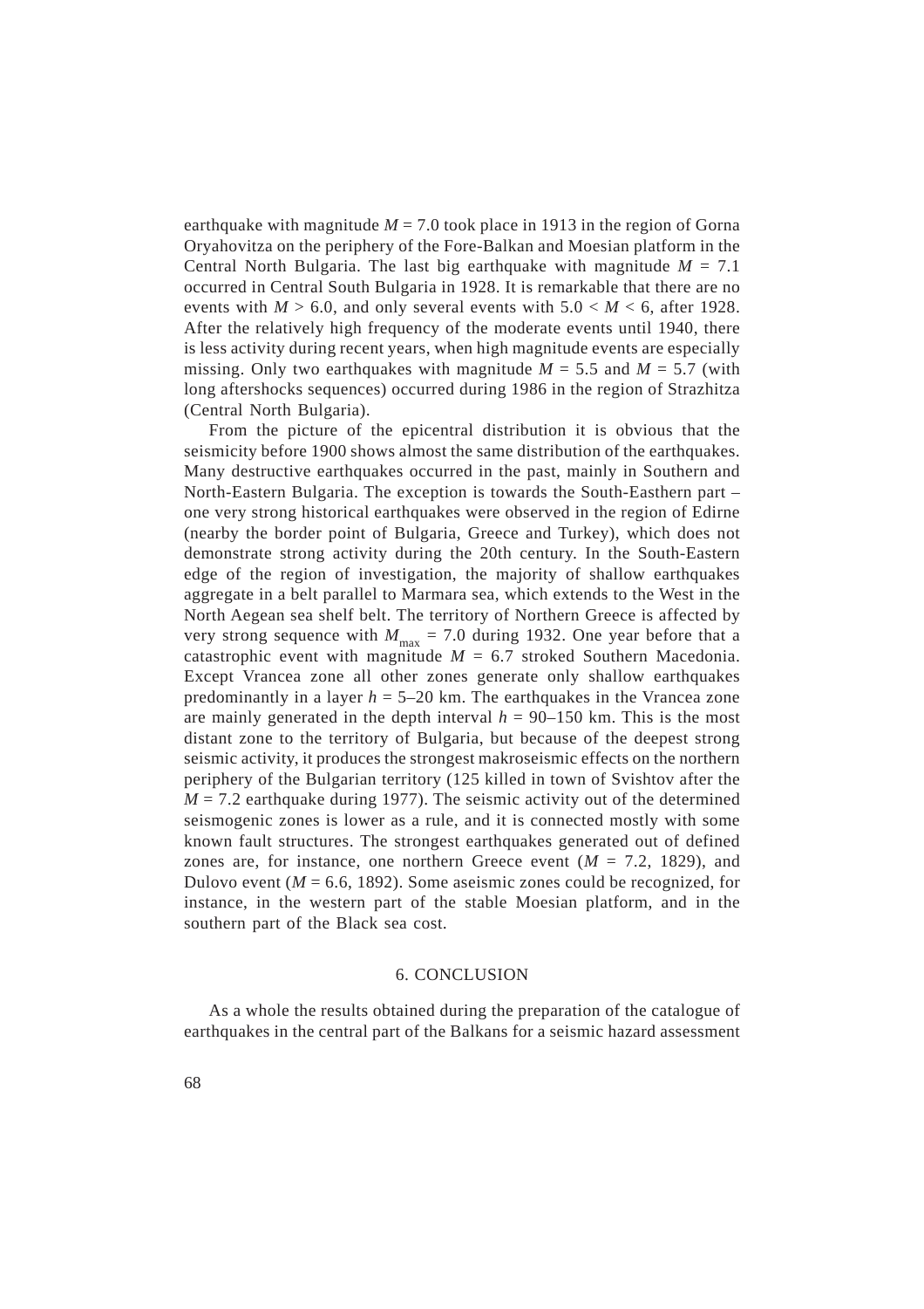earthquake with magnitude $M = 7.0$ took place in 1913 in the region of Gorna Oryahovitza on the periphery of the Fore-Balkan and Moesian platform in the Central North Bulgaria. The last big earthquake with magnitude $M = 7.1$ occurred in Central South Bulgaria in 1928. It is remarkable that there are no events with $M > 6.0$, and only several events with $5.0 < M < 6$, after 1928. After the relatively high frequency of the moderate events until 1940, there is less activity during recent years, when high magnitude events are especially missing. Only two earthquakes with magnitude $M = 5.5$ and $M = 5.7$ (with long aftershocks sequences) occurred during 1986 in the region of Strazhitza (Central North Bulgaria).

From the picture of the epicentral distribution it is obvious that the seismicity before 1900 shows almost the same distribution of the earthquakes. Many destructive earthquakes occurred in the past, mainly in Southern and North-Eastern Bulgaria. The exception is towards the South-Easthern part – one very strong historical earthquakes were observed in the region of Edirne (nearby the border point of Bulgaria, Greece and Turkey), which does not demonstrate strong activity during the 20th century. In the South-Eastern edge of the region of investigation, the majority of shallow earthquakes aggregate in a belt parallel to Marmara sea, which extends to the West in the North Aegean sea shelf belt. The territory of Northern Greece is affected by very strong sequence with $M_{max} = 7.0$ during 1932. One year before that a catastrophic event with magnitude $M = 6.7$ stroked Southern Macedonia. Except Vrancea zone all other zones generate only shallow earthquakes predominantly in a layer $h = 5–20$ km. The earthquakes in the Vrancea zone are mainly generated in the depth interval $h = 90–150$ km. This is the most distant zone to the territory of Bulgaria, but because of the deepest strong seismic activity, it produces the strongest makroseismic effects on the northern periphery of the Bulgarian territory (125 killed in town of Svishtov after the $M = 7.2$ earthquake during 1977). The seismic activity out of the determined seismogenic zones is lower as a rule, and it is connected mostly with some known fault structures. The strongest earthquakes generated out of defined zones are, for instance, one northern Greece event ($M = 7.2$, 1829), and Dulovo event ($M = 6.6$, 1892). Some aseismic zones could be recognized, for instance, in the western part of the stable Moesian platform, and in the southern part of the Black sea cost.

## 6. CONCLUSION

As a whole the results obtained during the preparation of the catalogue of earthquakes in the central part of the Balkans for a seismic hazard assessment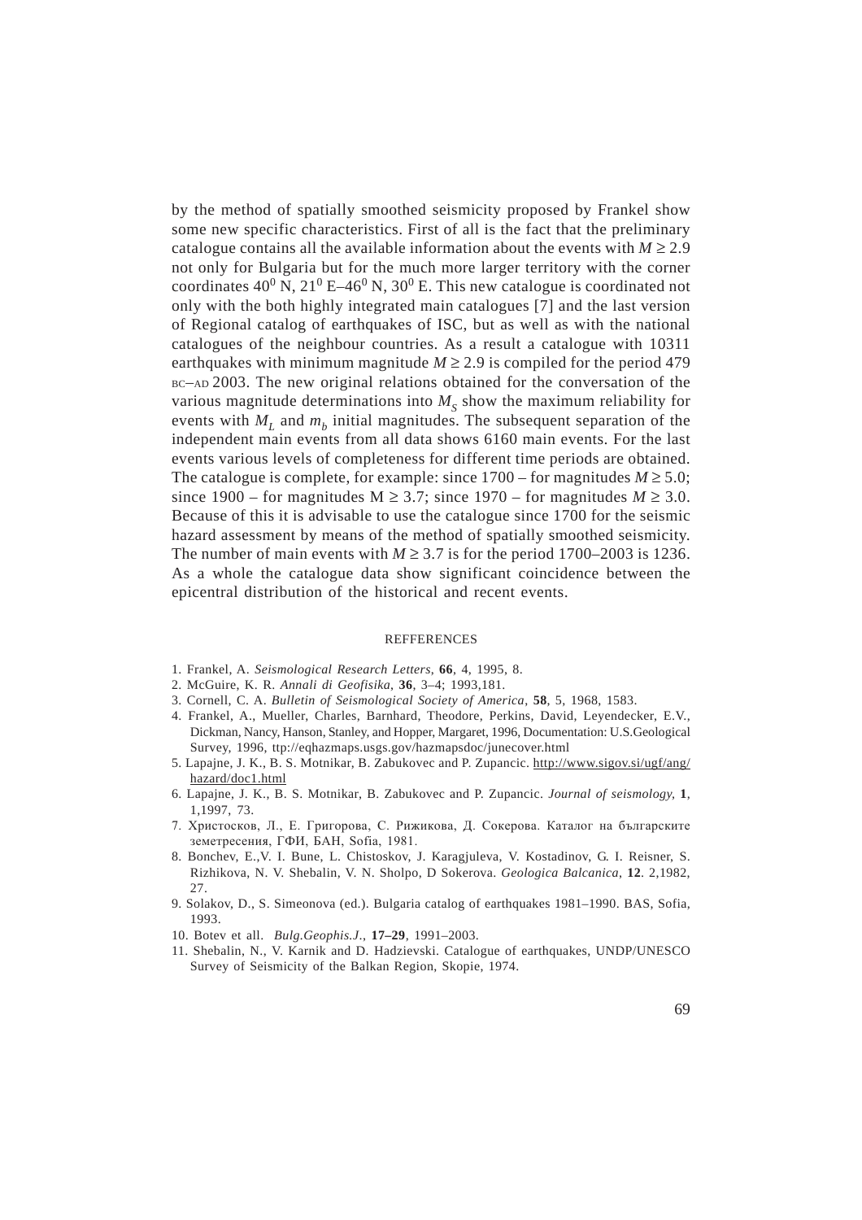by the method of spatially smoothed seismicity proposed by Frankel show some new specific characteristics. First of all is the fact that the preliminary catalogue contains all the available information about the events with $M \geq 2.9$ not only for Bulgaria but for the much more larger territory with the corner coordinates $40^0$ N, $21^0$ E–$46^0$ N, $30^0$ E. This new catalogue is coordinated not only with the both highly integrated main catalogues [7] and the last version of Regional catalog of earthquakes of ISC, but as well as with the national catalogues of the neighbour countries. As a result a catalogue with 10311 earthquakes with minimum magnitude $M \geq 2.9$ is compiled for the period 479 BC–AD 2003. The new original relations obtained for the conversation of the various magnitude determinations into $M_S$ show the maximum reliability for events with $M_L$ and $m_b$ initial magnitudes. The subsequent separation of the independent main events from all data shows 6160 main events. For the last events various levels of completeness for different time periods are obtained. The catalogue is complete, for example: since 1700 – for magnitudes $M \geq 5.0$; since 1900 – for magnitudes $M \geq 3.7$; since 1970 – for magnitudes $M \geq 3.0$. Because of this it is advisable to use the catalogue since 1700 for the seismic hazard assessment by means of the method of spatially smoothed seismicity. The number of main events with $M \geq 3.7$ is for the period 1700–2003 is 1236. As a whole the catalogue data show significant coincidence between the epicentral distribution of the historical and recent events.

## REFFERENCES

1. Frankel, A. *Seismological Research Letters*, **66**, 4, 1995, 8.
2. McGuire, K. R. *Annali di Geofisika*, **36**, 3–4; 1993,181.
3. Cornell, C. A. *Bulletin of Seismological Society of America*, **58**, 5, 1968, 1583.
4. Frankel, A., Mueller, Charles, Barnhard, Theodore, Perkins, David, Leyendecker, E.V., Dickman, Nancy, Hanson, Stanley, and Hopper, Margaret, 1996, Documentation: U.S.Geological Survey, 1996, ttp://eqhazmaps.usgs.gov/hazmapsdoc/junecover.html
5. Lapajne, J. K., B. S. Motnikar, B. Zabukovec and P. Zupancic. http://www.sigov.si/ugf/ang/hazard/doc1.html
6. Lapajne, J. K., B. S. Motnikar, B. Zabukovec and P. Zupancic. *Journal of seismology*, **1**, 1,1997, 73.
7. Христосков, Л., Е. Григорова, С. Рижикова, Д. Сокерова. Каталог на българските земетресения, ГФИ, БАН, Sofia, 1981.
8. Bonchev, E.,V. I. Bune, L. Chistoskov, J. Karagjuleva, V. Kostadinov, G. I. Reisner, S. Rizhikova, N. V. Shebalin, V. N. Sholpo, D Sokerova. *Geologica Balcanica*, **12**. 2,1982, 27.
9. Solakov, D., S. Simeonova (ed.). Bulgaria catalog of earthquakes 1981–1990. BAS, Sofia, 1993.
10. Botev et all. *Bulg.Geophis.J.*, **17–29**, 1991–2003.
11. Shebalin, N., V. Karnik and D. Hadzievski. Catalogue of earthquakes, UNDP/UNESCO Survey of Seismicity of the Balkan Region, Skopie, 1974.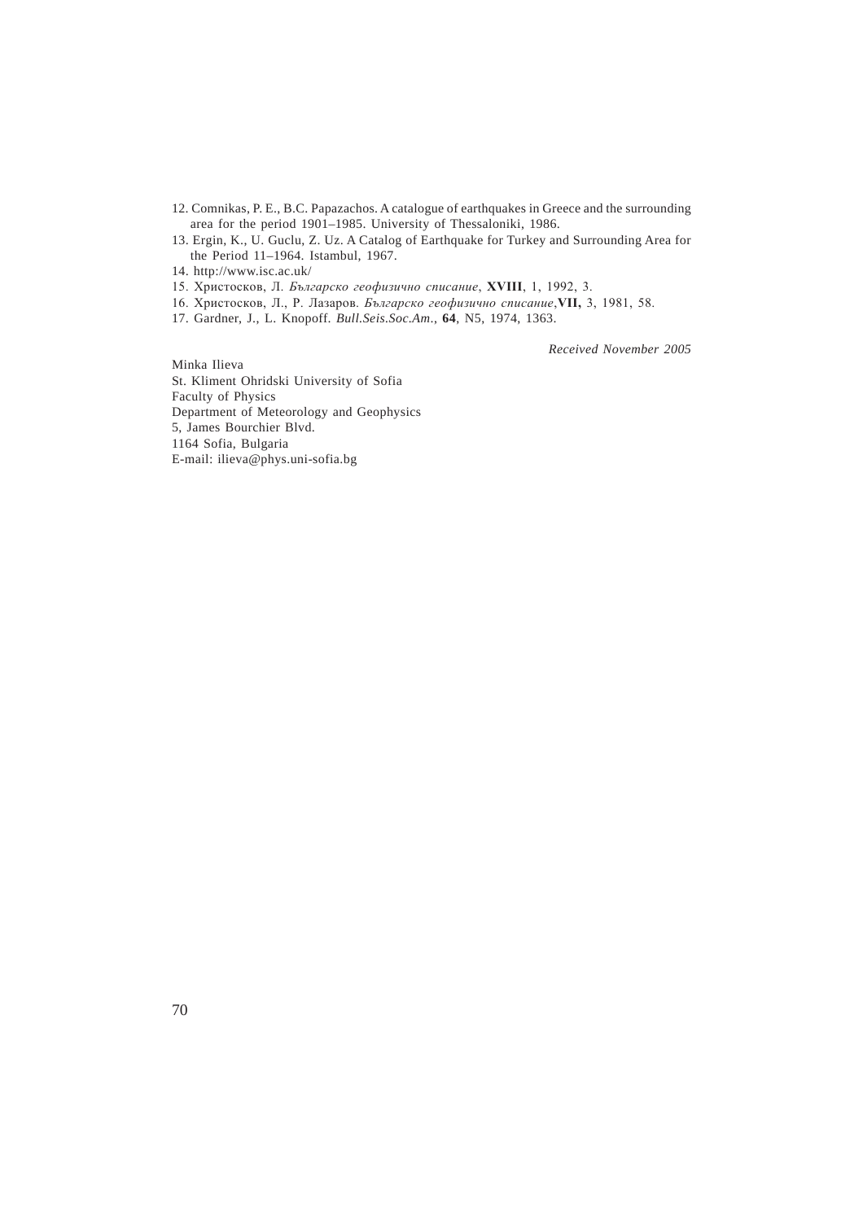12. Comnikas, P. E., B.C. Papazachos. A catalogue of earthquakes in Greece and the surrounding area for the period 1901–1985. University of Thessaloniki, 1986.
13. Ergin, K., U. Guclu, Z. Uz. A Catalog of Earthquake for Turkey and Surrounding Area for the Period 11–1964. Istambul, 1967.
14. http://www.isc.ac.uk/
15. Христосков, Л. *Българско геофизично списание*, **XVIII**, 1, 1992, 3.
16. Христосков, Л., Р. Лазаров. *Българско геофизично списание*,**VII,** 3, 1981, 58.
17. Gardner, J., L. Knopoff. *Bull.Seis.Soc.Am.*, **64**, N5, 1974, 1363.

*Received November 2005*

Minka Ilieva
St. Kliment Ohridski University of Sofia
Faculty of Physics
Department of Meteorology and Geophysics
5, James Bourchier Blvd.
1164 Sofia, Bulgaria
E-mail: ilieva@phys.uni-sofia.bg